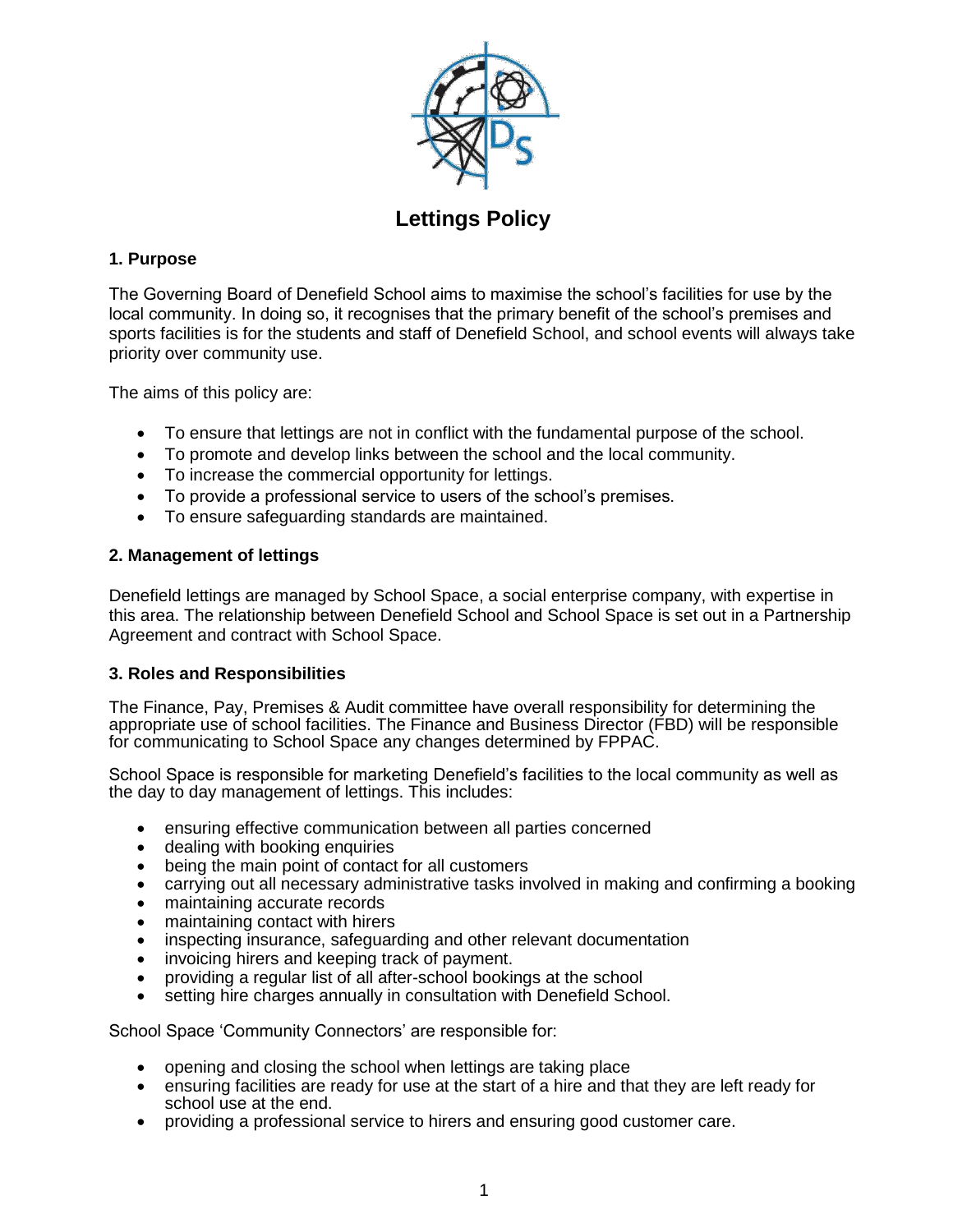# Lettings Policy

## 1. Purpose

The Governing Board of Denefield School aims to maximise the school's facilities for use by the local community. In doing so, it recognises that the primary benefit of the school's premises and sports facilities is for the students and staff of Denefield School, and school events will always take priority over community use.

The aims of this policy are:

- To ensure that lettings are not in conflict with the fundamental purpose of the school.
- To promote and develop links between the school and the local community.
- To increase the commercial opportunity for lettings.
- To provide a professional service to users of the school's premises.
- To ensure safeguarding standards are maintained.

## 2. Management of lettings

Denefield lettings are managed by School Space, a social enterprise company, with expertise in this area. The relationship between Denefield School and School Space is set out in a Partnership Agreement and contract with School Space.

## 3. Roles and Responsibilities

The Finance, Pay, Premises & Audit committee have overall responsibility for determining the appropriate use of school facilities. The Finance and Business Director (FBD) will be responsible for communicating to School Space any changes determined by FPPAC.

School Space is responsible for marketing Denefield's facilities to the local community as well as the day to day management of lettings. This includes:

- ensuring effective communication between all parties concerned
- dealing with booking enquiries
- being the main point of contact for all customers
- carrying out all necessary administrative tasks involved in making and confirming a booking
- maintaining accurate records
- maintaining contact with hirers
- inspecting insurance, safeguarding and other relevant documentation
- invoicing hirers and keeping track of payment.
- providing a regular list of all after-school bookings at the school
- setting hire charges annually in consultation with Denefield School.

School Space 'Community Connectors' are responsible for:

- opening and closing the school when lettings are taking place
- ensuring facilities are ready for use at the start of a hire and that they are left ready for school use at the end.
- providing a professional service to hirers and ensuring good customer care.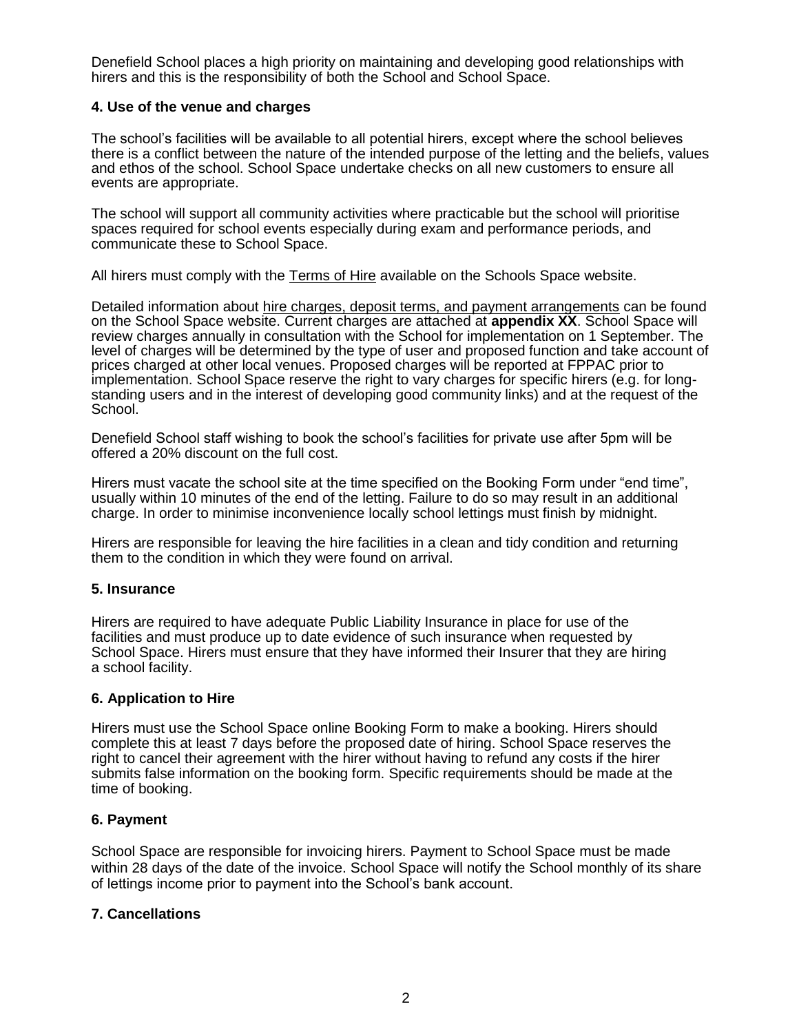Denefield School places a high priority on maintaining and developing good relationships with hirers and this is the responsibility of both the School and School Space.

## 4. Use of the venue and charges

The school's facilities will be available to all potential hirers, except where the school believes there is a conflict between the nature of the intended purpose of the letting and the beliefs, values and ethos of the school. School Space undertake checks on all new customers to ensure all events are appropriate.

The school will support all community activities where practicable but the school will prioritise spaces required for school events especially during exam and performance periods, and communicate these to School Space.

All hirers must comply with the Terms of Hire available on the Schools Space website.

Detailed information about hire charges, deposit terms, and payment arrangements can be found on the School Space website. Current charges are attached at **appendix XX**. School Space will review charges annually in consultation with the School for implementation on 1 September. The level of charges will be determined by the type of user and proposed function and take account of prices charged at other local venues. Proposed charges will be reported at FPPAC prior to implementation. School Space reserve the right to vary charges for specific hirers (e.g. for long-standing users and in the interest of developing good community links) and at the request of the School.

Denefield School staff wishing to book the school's facilities for private use after 5pm will be offered a 20% discount on the full cost.

Hirers must vacate the school site at the time specified on the Booking Form under "end time", usually within 10 minutes of the end of the letting. Failure to do so may result in an additional charge. In order to minimise inconvenience locally school lettings must finish by midnight.

Hirers are responsible for leaving the hire facilities in a clean and tidy condition and returning them to the condition in which they were found on arrival.

## 5. Insurance

Hirers are required to have adequate Public Liability Insurance in place for use of the facilities and must produce up to date evidence of such insurance when requested by School Space. Hirers must ensure that they have informed their Insurer that they are hiring a school facility.

## 6. Application to Hire

Hirers must use the School Space online Booking Form to make a booking. Hirers should complete this at least 7 days before the proposed date of hiring. School Space reserves the right to cancel their agreement with the hirer without having to refund any costs if the hirer submits false information on the booking form. Specific requirements should be made at the time of booking.

## 6. Payment

School Space are responsible for invoicing hirers. Payment to School Space must be made within 28 days of the date of the invoice. School Space will notify the School monthly of its share of lettings income prior to payment into the School's bank account.

## 7. Cancellations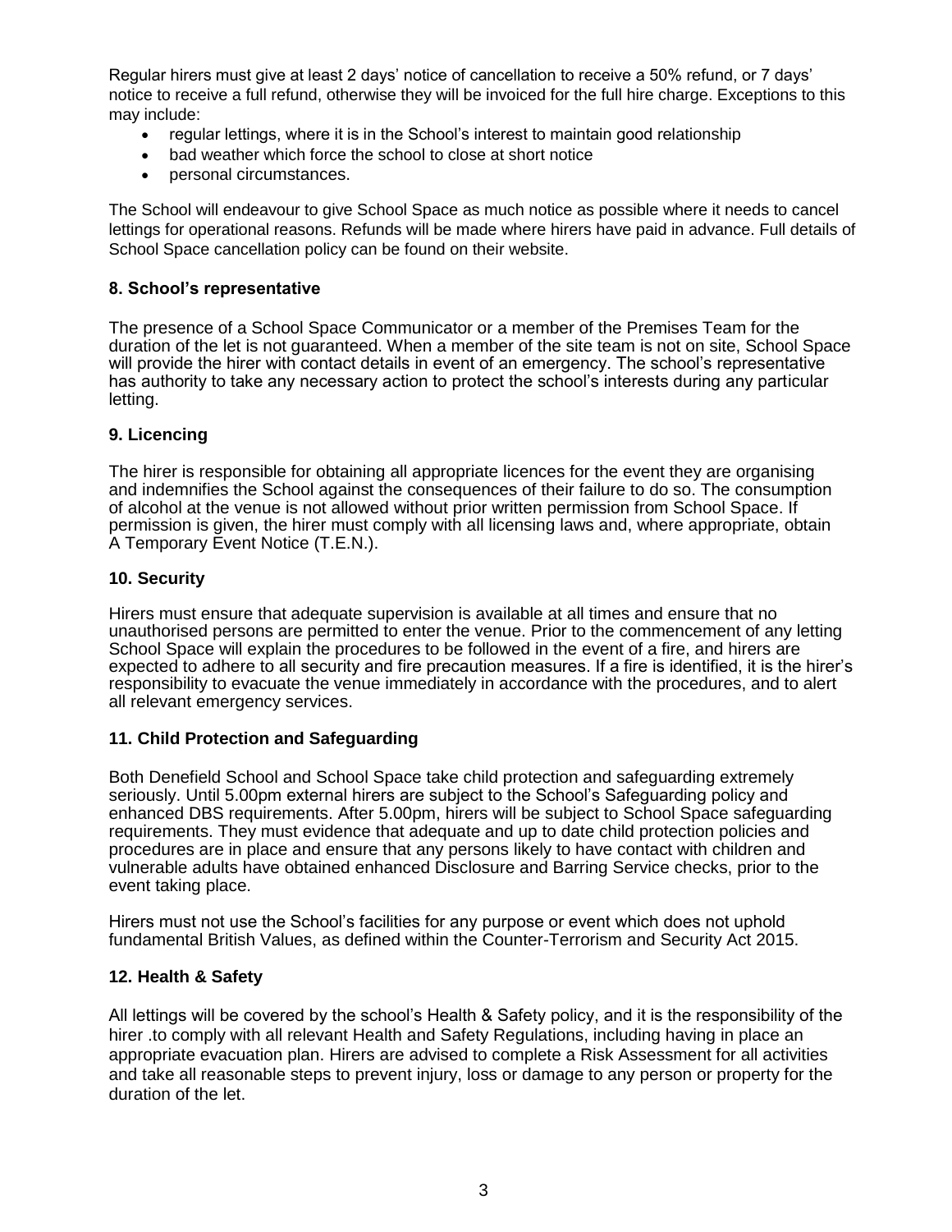Regular hirers must give at least 2 days' notice of cancellation to receive a 50% refund, or 7 days' notice to receive a full refund, otherwise they will be invoiced for the full hire charge. Exceptions to this may include:

- regular lettings, where it is in the School's interest to maintain good relationship
- bad weather which force the school to close at short notice
- personal circumstances.

The School will endeavour to give School Space as much notice as possible where it needs to cancel lettings for operational reasons. Refunds will be made where hirers have paid in advance. Full details of School Space cancellation policy can be found on their website.

### 8. School's representative

The presence of a School Space Communicator or a member of the Premises Team for the duration of the let is not guaranteed. When a member of the site team is not on site, School Space will provide the hirer with contact details in event of an emergency. The school's representative has authority to take any necessary action to protect the school's interests during any particular letting.

### 9. Licencing

The hirer is responsible for obtaining all appropriate licences for the event they are organising and indemnifies the School against the consequences of their failure to do so. The consumption of alcohol at the venue is not allowed without prior written permission from School Space. If permission is given, the hirer must comply with all licensing laws and, where appropriate, obtain A Temporary Event Notice (T.E.N.).

### 10. Security

Hirers must ensure that adequate supervision is available at all times and ensure that no unauthorised persons are permitted to enter the venue. Prior to the commencement of any letting School Space will explain the procedures to be followed in the event of a fire, and hirers are expected to adhere to all security and fire precaution measures. If a fire is identified, it is the hirer's responsibility to evacuate the venue immediately in accordance with the procedures, and to alert all relevant emergency services.

### 11. Child Protection and Safeguarding

Both Denefield School and School Space take child protection and safeguarding extremely seriously. Until 5.00pm external hirers are subject to the School's Safeguarding policy and enhanced DBS requirements. After 5.00pm, hirers will be subject to School Space safeguarding requirements. They must evidence that adequate and up to date child protection policies and procedures are in place and ensure that any persons likely to have contact with children and vulnerable adults have obtained enhanced Disclosure and Barring Service checks, prior to the event taking place.

Hirers must not use the School's facilities for any purpose or event which does not uphold fundamental British Values, as defined within the Counter-Terrorism and Security Act 2015.

### 12. Health & Safety

All lettings will be covered by the school's Health & Safety policy, and it is the responsibility of the hirer .to comply with all relevant Health and Safety Regulations, including having in place an appropriate evacuation plan. Hirers are advised to complete a Risk Assessment for all activities and take all reasonable steps to prevent injury, loss or damage to any person or property for the duration of the let.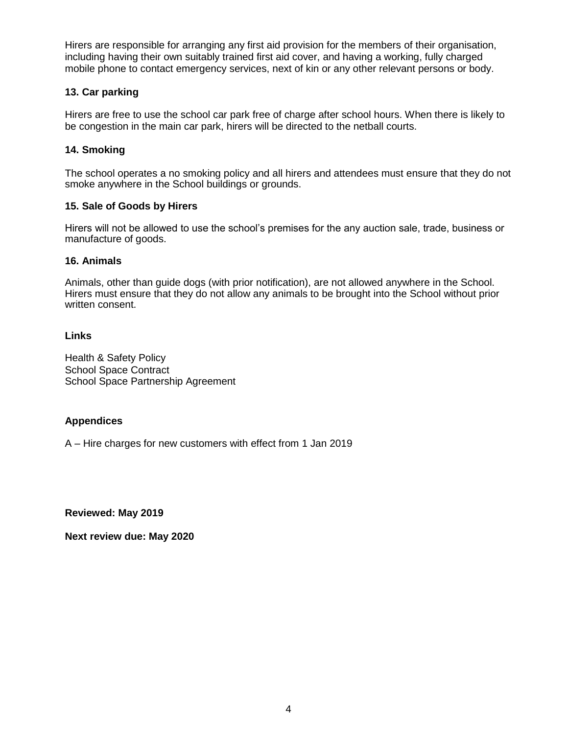Hirers are responsible for arranging any first aid provision for the members of their organisation, including having their own suitably trained first aid cover, and having a working, fully charged mobile phone to contact emergency services, next of kin or any other relevant persons or body.

**13. Car parking**

Hirers are free to use the school car park free of charge after school hours. When there is likely to be congestion in the main car park, hirers will be directed to the netball courts.

**14. Smoking**

The school operates a no smoking policy and all hirers and attendees must ensure that they do not smoke anywhere in the School buildings or grounds.

**15. Sale of Goods by Hirers**

Hirers will not be allowed to use the school's premises for the any auction sale, trade, business or manufacture of goods.

**16. Animals**

Animals, other than guide dogs (with prior notification), are not allowed anywhere in the School. Hirers must ensure that they do not allow any animals to be brought into the School without prior written consent.

**Links**

Health & Safety Policy
School Space Contract
School Space Partnership Agreement

**Appendices**

A – Hire charges for new customers with effect from 1 Jan 2019

**Reviewed: May 2019**

**Next review due: May 2020**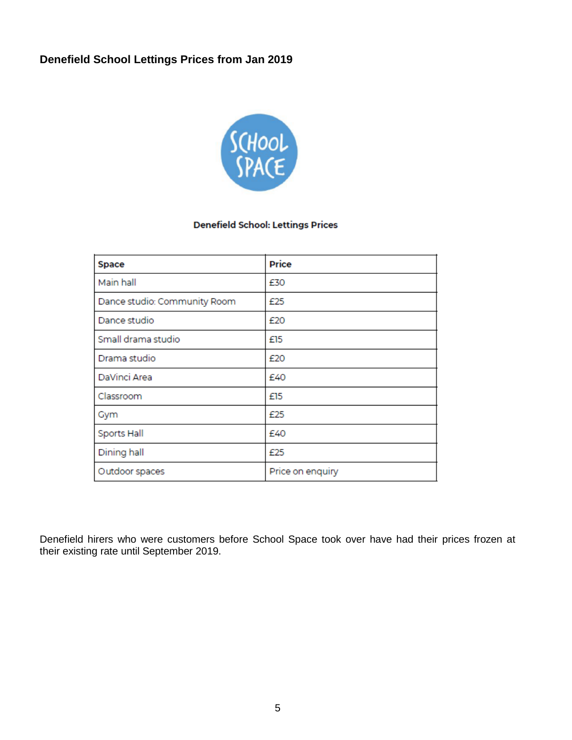**Denefield School Lettings Prices from Jan 2019**

**Denefield School: Lettings Prices**

| Space | Price |
|---|---|
| Main hall | £30 |
| Dance studio: Community Room | £25 |
| Dance studio | £20 |
| Small drama studio | £15 |
| Drama studio | £20 |
| DaVinci Area | £40 |
| Classroom | £15 |
| Gym | £25 |
| Sports Hall | £40 |
| Dining hall | £25 |
| Outdoor spaces | Price on enquiry |

Denefield hirers who were customers before School Space took over have had their prices frozen at their existing rate until September 2019.